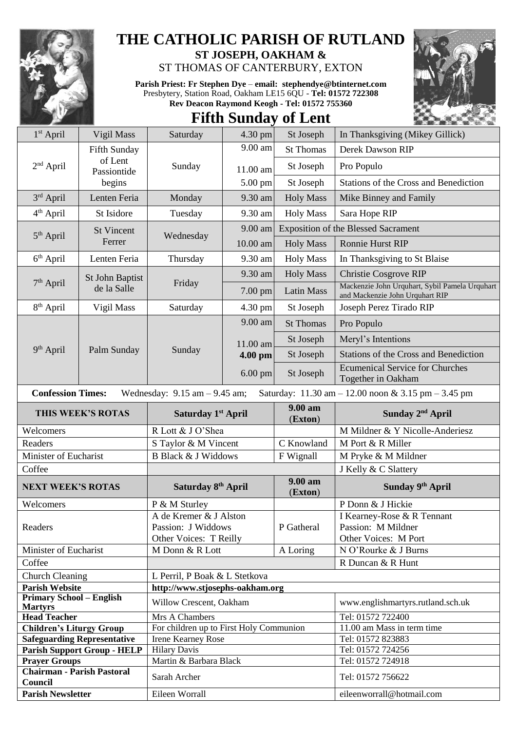# THE CATHOLIC PARISH OF RUTLAND

## ST JOSEPH, OAKHAM &

ST THOMAS OF CANTERBURY, EXTON

**Parish Priest: Fr Stephen Dye** – **email: stephendye@btinternet.com**
Presbytery, Station Road, Oakham LE15 6QU - **Tel: 01572 722308**
**Rev Deacon Raymond Keogh - Tel: 01572 755360**

# Fifth Sunday of Lent

| Date | Day | | Time | Place | Intention |
|---|---|---|---|---|---|
| 1st April | Vigil Mass | Saturday | 4.30 pm | St Joseph | In Thanksgiving (Mikey Gillick) |
| 2nd April | Fifth Sunday of Lent Passiontide begins | Sunday | 9.00 am | St Thomas | Derek Dawson RIP |
| | | | 11.00 am | St Joseph | Pro Populo |
| | | | 5.00 pm | St Joseph | Stations of the Cross and Benediction |
| 3rd April | Lenten Feria | Monday | 9.30 am | Holy Mass | Mike Binney and Family |
| 4th April | St Isidore | Tuesday | 9.30 am | Holy Mass | Sara Hope RIP |
| 5th April | St Vincent Ferrer | Wednesday | 9.00 am | Exposition of the Blessed Sacrament | |
| | | | 10.00 am | Holy Mass | Ronnie Hurst RIP |
| 6th April | Lenten Feria | Thursday | 9.30 am | Holy Mass | In Thanksgiving to St Blaise |
| 7th April | St John Baptist de la Salle | Friday | 9.30 am | Holy Mass | Christie Cosgrove RIP |
| | | | 7.00 pm | Latin Mass | Mackenzie John Urquhart, Sybil Pamela Urquhart and Mackenzie John Urquhart RIP |
| 8th April | Vigil Mass | Saturday | 4.30 pm | St Joseph | Joseph Perez Tirado RIP |
| 9th April | Palm Sunday | Sunday | 9.00 am | St Thomas | Pro Populo |
| | | | 11.00 am | St Joseph | Meryl's Intentions |
| | | | **4.00 pm** | St Joseph | Stations of the Cross and Benediction |
| | | | 6.00 pm | St Joseph | Ecumenical Service for Churches Together in Oakham |

**Confession Times:** Wednesday: 9.15 am – 9.45 am; Saturday: 11.30 am – 12.00 noon & 3.15 pm – 3.45 pm

| THIS WEEK'S ROTAS | Saturday 1st April | 9.00 am (Exton) | Sunday 2nd April |
|---|---|---|---|
| Welcomers | R Lott & J O'Shea | | M Mildner & Y Nicolle-Anderiesz |
| Readers | S Taylor & M Vincent | C Knowland | M Port & R Miller |
| Minister of Eucharist | B Black & J Widdows | F Wignall | M Pryke & M Mildner |
| Coffee | | | J Kelly & C Slattery |
| **NEXT WEEK'S ROTAS** | **Saturday 8th April** | **9.00 am (Exton)** | **Sunday 9th April** |
| Welcomers | P & M Sturley | | P Donn & J Hickie |
| Readers | A de Kremer & J Alston<br>Passion: J Widdows<br>Other Voices: T Reilly | P Gatheral | I Kearney-Rose & R Tennant<br>Passion: M Mildner<br>Other Voices: M Port |
| Minister of Eucharist | M Donn & R Lott | A Loring | N O'Rourke & J Burns |
| Coffee | | | R Duncan & R Hunt |
| Church Cleaning | L Perril, P Boak & L Stetkova | | |
| **Parish Website** | **http://www.stjosephs-oakham.org** | | |
| **Primary School – English Martyrs** | Willow Crescent, Oakham | | www.englishmartyrs.rutland.sch.uk |
| **Head Teacher** | Mrs A Chambers | | Tel: 01572 722400 |
| **Children's Liturgy Group** | For children up to First Holy Communion | | 11.00 am Mass in term time |
| **Safeguarding Representative** | Irene Kearney Rose | | Tel: 01572 823883 |
| **Parish Support Group - HELP** | Hilary Davis | | Tel: 01572 724256 |
| **Prayer Groups** | Martin & Barbara Black | | Tel: 01572 724918 |
| **Chairman - Parish Pastoral Council** | Sarah Archer | | Tel: 01572 756622 |
| **Parish Newsletter** | Eileen Worrall | | eileenworrall@hotmail.com |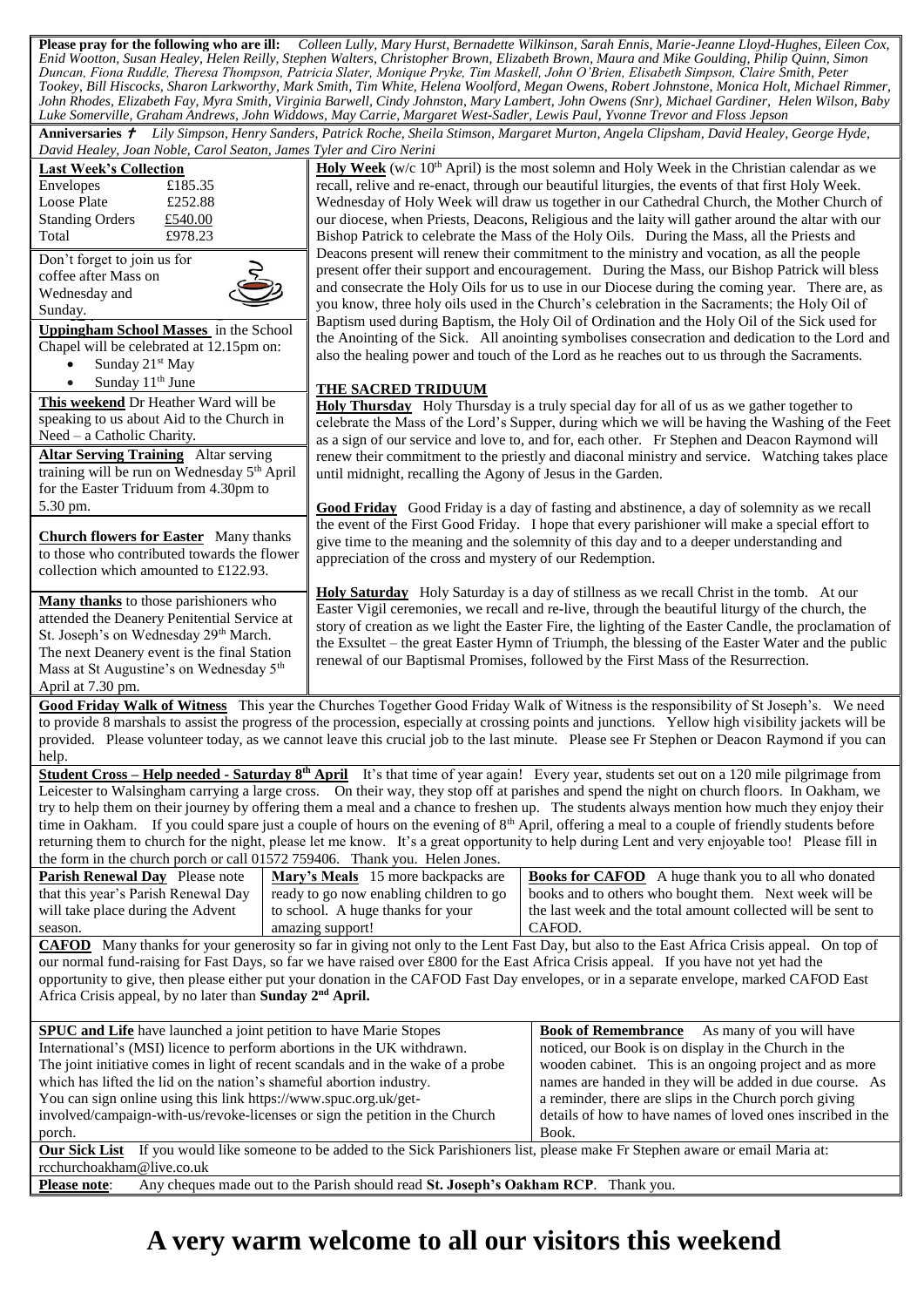**Please pray for the following who are ill:** *Colleen Lully, Mary Hurst, Bernadette Wilkinson, Sarah Ennis, Marie-Jeanne Lloyd-Hughes, Eileen Cox, Enid Wootton, Susan Healey, Helen Reilly, Stephen Walters, Christopher Brown, Elizabeth Brown, Maura and Mike Goulding, Philip Quinn, Simon Duncan, Fiona Ruddle, Theresa Thompson, Patricia Slater, Monique Pryke, Tim Maskell, John O'Brien, Elisabeth Simpson, Claire Smith, Peter Tookey, Bill Hiscocks, Sharon Larkworthy, Mark Smith, Tim White, Helena Woolford, Megan Owens, Robert Johnstone, Monica Holt, Michael Rimmer, John Rhodes, Elizabeth Fay, Myra Smith, Virginia Barwell, Cindy Johnston, Mary Lambert, John Owens (Snr), Michael Gardiner, Helen Wilson, Baby Luke Somerville, Graham Andrews, John Widdows, May Carrie, Margaret West-Sadler, Lewis Paul, Yvonne Trevor and Floss Jepson*

**Anniversaries ✝** *Lily Simpson, Henry Sanders, Patrick Roche, Sheila Stimson, Margaret Murton, Angela Clipsham, David Healey, George Hyde, David Healey, Joan Noble, Carol Seaton, James Tyler and Ciro Nerini*

**Last Week's Collection**

| | |
|---|---|
| Envelopes | £185.35 |
| Loose Plate | £252.88 |
| Standing Orders | £540.00 |
| Total | £978.23 |

Don't forget to join us for coffee after Mass on Wednesday and Sunday.

**Uppingham School Masses** in the School Chapel will be celebrated at 12.15pm on:

- Sunday 21st May
- Sunday 11th June

**This weekend** Dr Heather Ward will be speaking to us about Aid to the Church in Need – a Catholic Charity.

**Altar Serving Training** Altar serving training will be run on Wednesday 5th April for the Easter Triduum from 4.30pm to 5.30 pm.

**Church flowers for Easter** Many thanks to those who contributed towards the flower collection which amounted to £122.93.

**Many thanks** to those parishioners who attended the Deanery Penitential Service at St. Joseph's on Wednesday 29th March. The next Deanery event is the final Station Mass at St Augustine's on Wednesday 5th April at 7.30 pm.

**Holy Week** (w/c 10th April) is the most solemn and Holy Week in the Christian calendar as we recall, relive and re-enact, through our beautiful liturgies, the events of that first Holy Week. Wednesday of Holy Week will draw us together in our Cathedral Church, the Mother Church of our diocese, when Priests, Deacons, Religious and the laity will gather around the altar with our Bishop Patrick to celebrate the Mass of the Holy Oils. During the Mass, all the Priests and Deacons present will renew their commitment to the ministry and vocation, as all the people present offer their support and encouragement. During the Mass, our Bishop Patrick will bless and consecrate the Holy Oils for us to use in our Diocese during the coming year. There are, as you know, three holy oils used in the Church's celebration in the Sacraments; the Holy Oil of Baptism used during Baptism, the Holy Oil of Ordination and the Holy Oil of the Sick used for the Anointing of the Sick. All anointing symbolises consecration and dedication to the Lord and also the healing power and touch of the Lord as he reaches out to us through the Sacraments.

**THE SACRED TRIDUUM**

**Holy Thursday** Holy Thursday is a truly special day for all of us as we gather together to celebrate the Mass of the Lord's Supper, during which we will be having the Washing of the Feet as a sign of our service and love to, and for, each other. Fr Stephen and Deacon Raymond will renew their commitment to the priestly and diaconal ministry and service. Watching takes place until midnight, recalling the Agony of Jesus in the Garden.

**Good Friday** Good Friday is a day of fasting and abstinence, a day of solemnity as we recall the event of the First Good Friday. I hope that every parishioner will make a special effort to give time to the meaning and the solemnity of this day and to a deeper understanding and appreciation of the cross and mystery of our Redemption.

**Holy Saturday** Holy Saturday is a day of stillness as we recall Christ in the tomb. At our Easter Vigil ceremonies, we recall and re-live, through the beautiful liturgy of the church, the story of creation as we light the Easter Fire, the lighting of the Easter Candle, the proclamation of the Exsultet – the great Easter Hymn of Triumph, the blessing of the Easter Water and the public renewal of our Baptismal Promises, followed by the First Mass of the Resurrection.

**Good Friday Walk of Witness** This year the Churches Together Good Friday Walk of Witness is the responsibility of St Joseph's. We need to provide 8 marshals to assist the progress of the procession, especially at crossing points and junctions. Yellow high visibility jackets will be provided. Please volunteer today, as we cannot leave this crucial job to the last minute. Please see Fr Stephen or Deacon Raymond if you can help.

**Student Cross – Help needed - Saturday 8th April** It's that time of year again! Every year, students set out on a 120 mile pilgrimage from Leicester to Walsingham carrying a large cross. On their way, they stop off at parishes and spend the night on church floors. In Oakham, we try to help them on their journey by offering them a meal and a chance to freshen up. The students always mention how much they enjoy their time in Oakham. If you could spare just a couple of hours on the evening of 8th April, offering a meal to a couple of friendly students before returning them to church for the night, please let me know. It's a great opportunity to help during Lent and very enjoyable too! Please fill in the form in the church porch or call 01572 759406. Thank you. Helen Jones.

**Parish Renewal Day** Please note that this year's Parish Renewal Day will take place during the Advent season.

**Mary's Meals** 15 more backpacks are ready to go now enabling children to go to school. A huge thanks for your amazing support!

**Books for CAFOD** A huge thank you to all who donated books and to others who bought them. Next week will be the last week and the total amount collected will be sent to CAFOD.

**CAFOD** Many thanks for your generosity so far in giving not only to the Lent Fast Day, but also to the East Africa Crisis appeal. On top of our normal fund-raising for Fast Days, so far we have raised over £800 for the East Africa Crisis appeal. If you have not yet had the opportunity to give, then please either put your donation in the CAFOD Fast Day envelopes, or in a separate envelope, marked CAFOD East Africa Crisis appeal, by no later than **Sunday 2nd April.**

**SPUC and Life** have launched a joint petition to have Marie Stopes International's (MSI) licence to perform abortions in the UK withdrawn. The joint initiative comes in light of recent scandals and in the wake of a probe which has lifted the lid on the nation's shameful abortion industry. You can sign online using this link https://www.spuc.org.uk/get-involved/campaign-with-us/revoke-licenses or sign the petition in the Church porch.

**Book of Remembrance** As many of you will have noticed, our Book is on display in the Church in the wooden cabinet. This is an ongoing project and as more names are handed in they will be added in due course. As a reminder, there are slips in the Church porch giving details of how to have names of loved ones inscribed in the Book.

**Our Sick List** If you would like someone to be added to the Sick Parishioners list, please make Fr Stephen aware or email Maria at: rcchurchoakham@live.co.uk

**Please note**: Any cheques made out to the Parish should read **St. Joseph's Oakham RCP**. Thank you.

# A very warm welcome to all our visitors this weekend